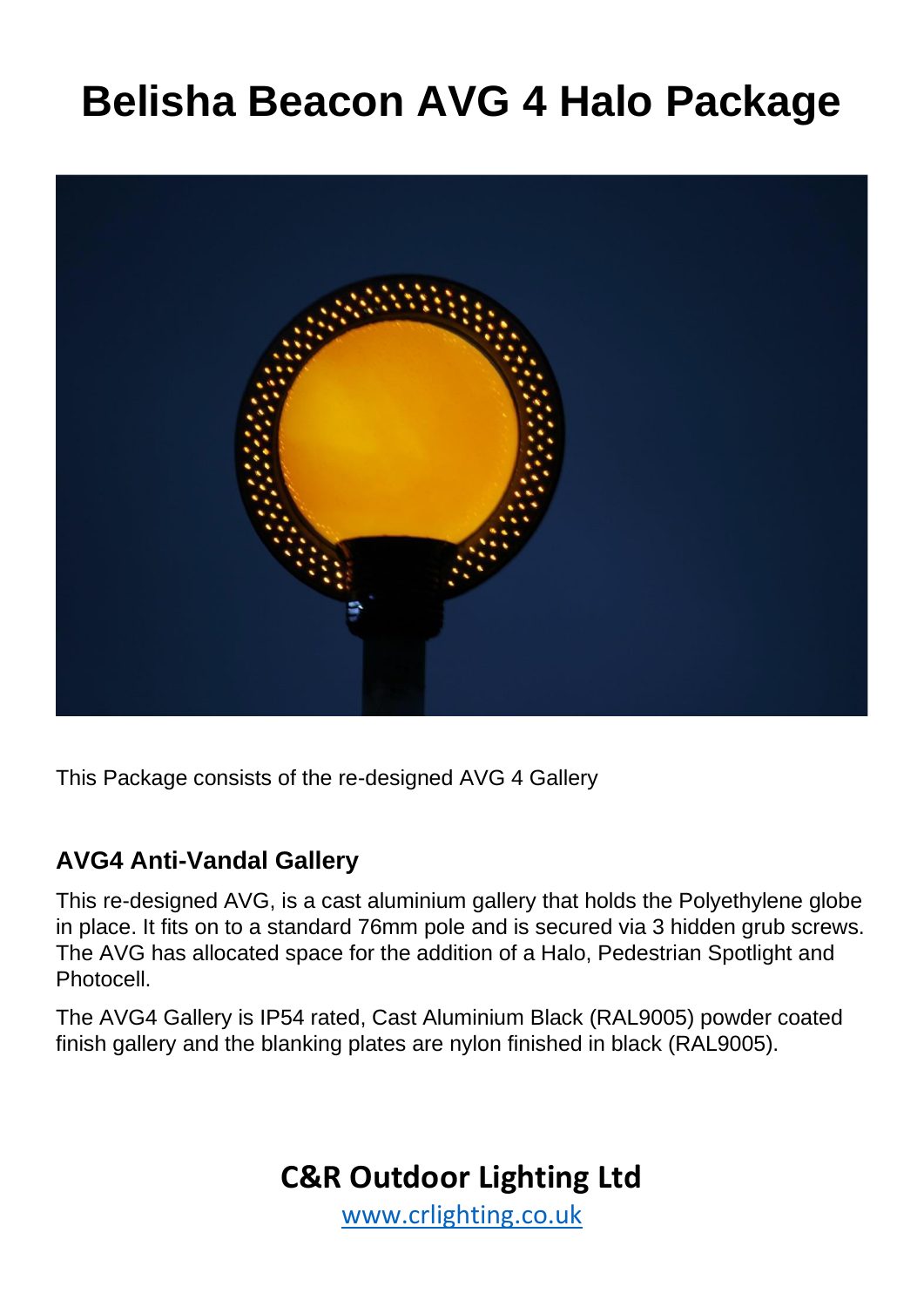# Belisha Beacon AVG 4 Halo Package

This Package consists of the re-designed AVG 4 Gallery

### AVG4 Anti-Vandal Gallery

This re-designed AVG, is a cast aluminium gallery that holds the Polyethylene globe in place. It fits on to a standard 76mm pole and is secured via 3 hidden grub screws. The AVG has allocated space for the addition of a Halo, Pedestrian Spotlight and Photocell.

The AVG4 Gallery is IP54 rated, Cast Aluminium Black (RAL9005) powder coated finish gallery and the blanking plates are nylon finished in black (RAL9005).

**C&R Outdoor Lighting Ltd**

www.crlighting.co.uk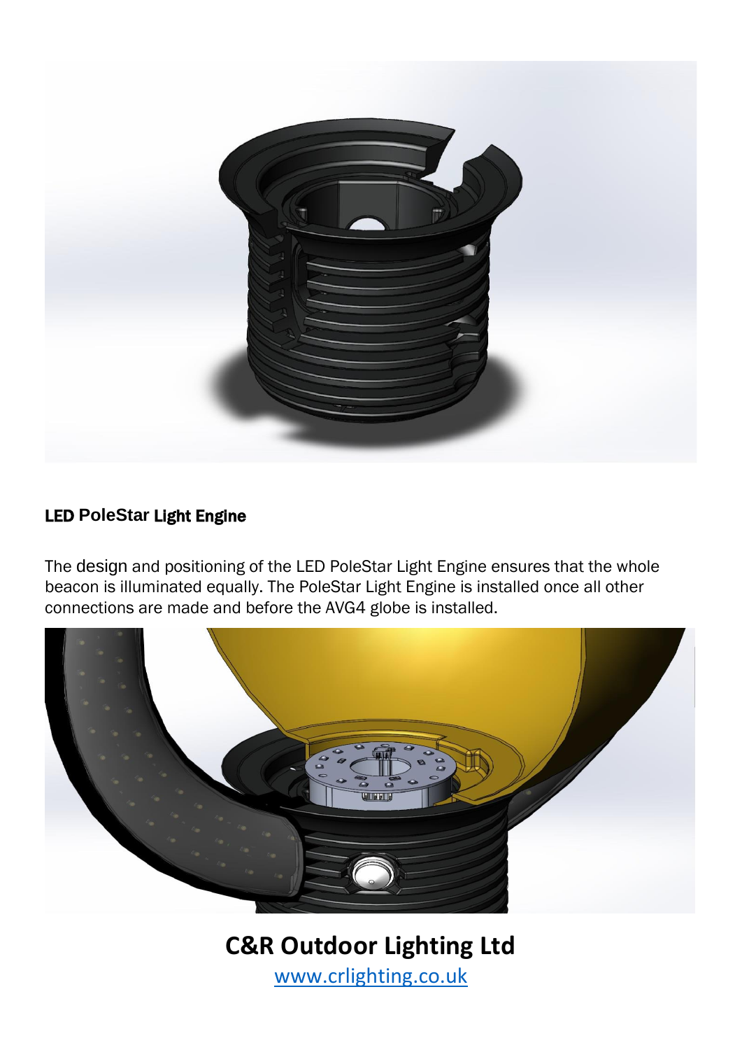## LED PoleStar Light Engine

The design and positioning of the LED PoleStar Light Engine ensures that the whole beacon is illuminated equally. The PoleStar Light Engine is installed once all other connections are made and before the AVG4 globe is installed.

**C&R Outdoor Lighting Ltd**

[www.crlighting.co.uk](http://www.crlighting.co.uk)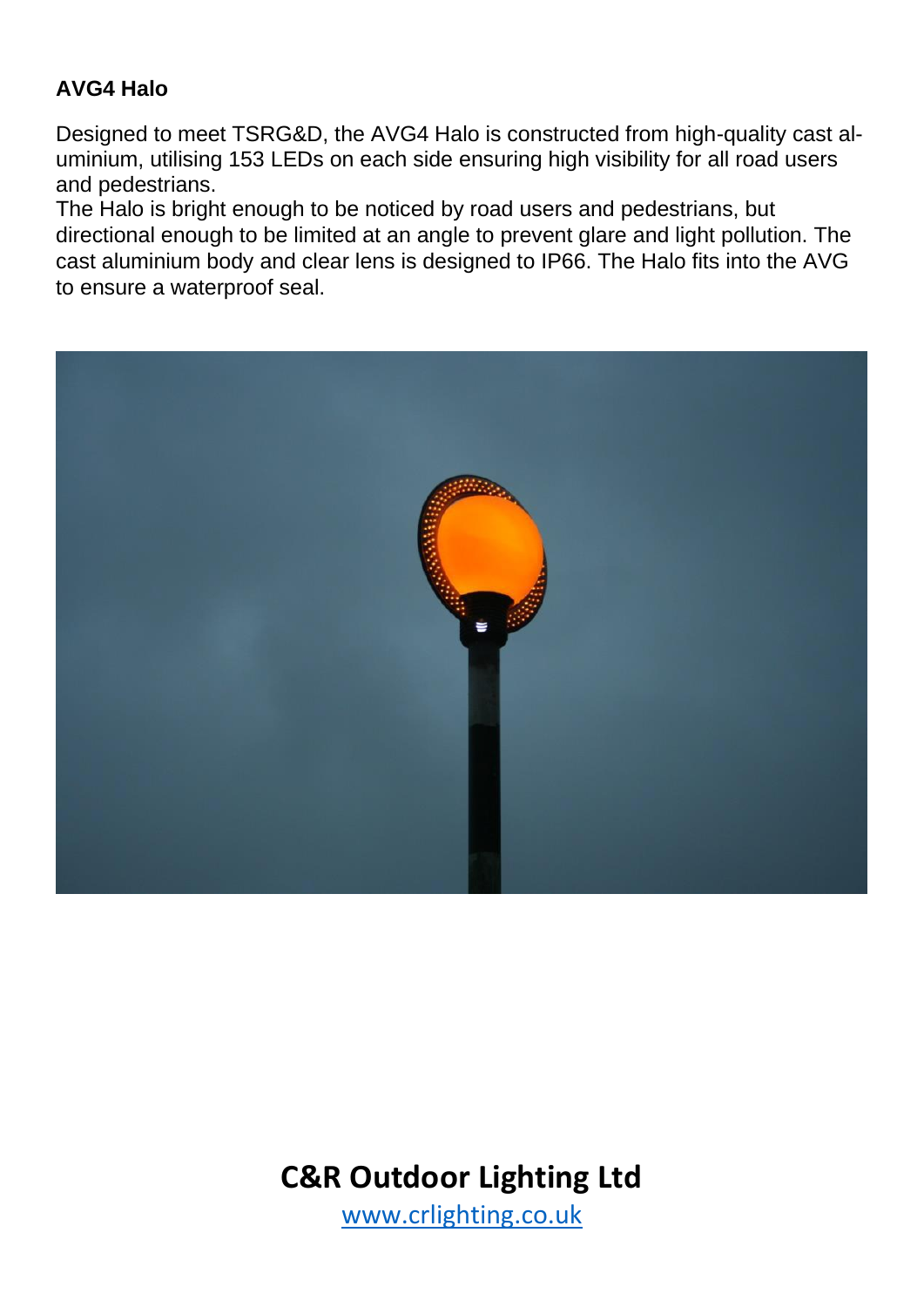**AVG4 Halo**

Designed to meet TSRG&D, the AVG4 Halo is constructed from high-quality cast aluminium, utilising 153 LEDs on each side ensuring high visibility for all road users and pedestrians.

The Halo is bright enough to be noticed by road users and pedestrians, but directional enough to be limited at an angle to prevent glare and light pollution. The cast aluminium body and clear lens is designed to IP66. The Halo fits into the AVG to ensure a waterproof seal.

**C&R Outdoor Lighting Ltd**

[www.crlighting.co.uk](http://www.crlighting.co.uk)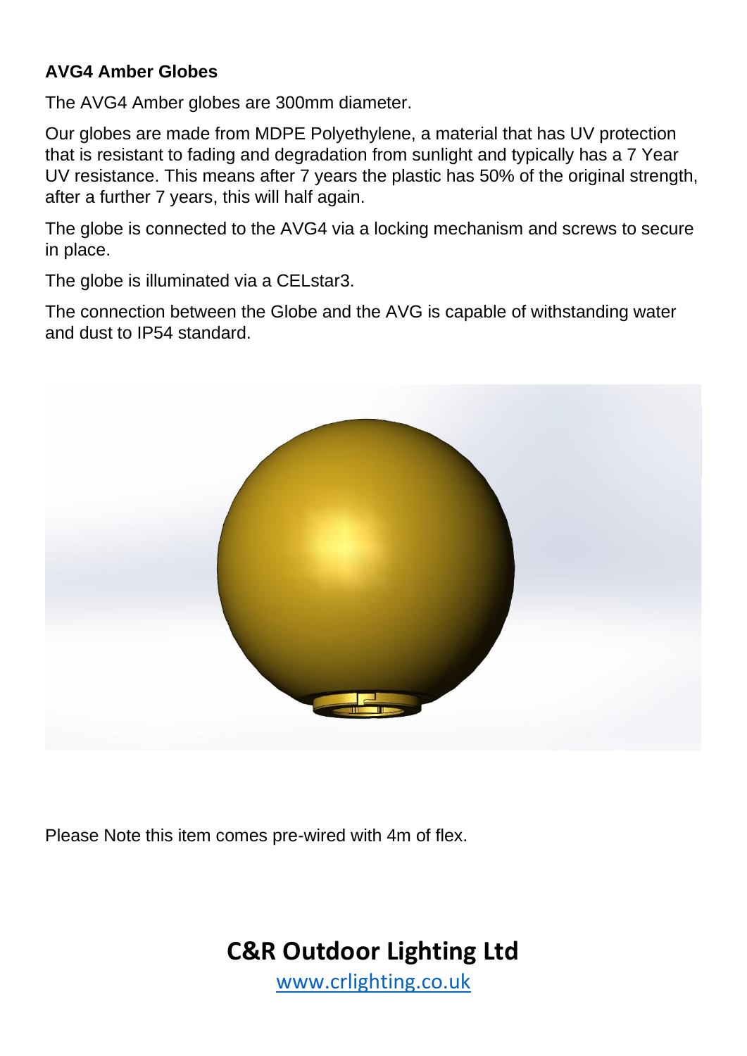## AVG4 Amber Globes

The AVG4 Amber globes are 300mm diameter.

Our globes are made from MDPE Polyethylene, a material that has UV protection that is resistant to fading and degradation from sunlight and typically has a 7 Year UV resistance. This means after 7 years the plastic has 50% of the original strength, after a further 7 years, this will half again.

The globe is connected to the AVG4 via a locking mechanism and screws to secure in place.

The globe is illuminated via a CELstar3.

The connection between the Globe and the AVG is capable of withstanding water and dust to IP54 standard.

Please Note this item comes pre-wired with 4m of flex.

**C&R Outdoor Lighting Ltd**

www.crlighting.co.uk